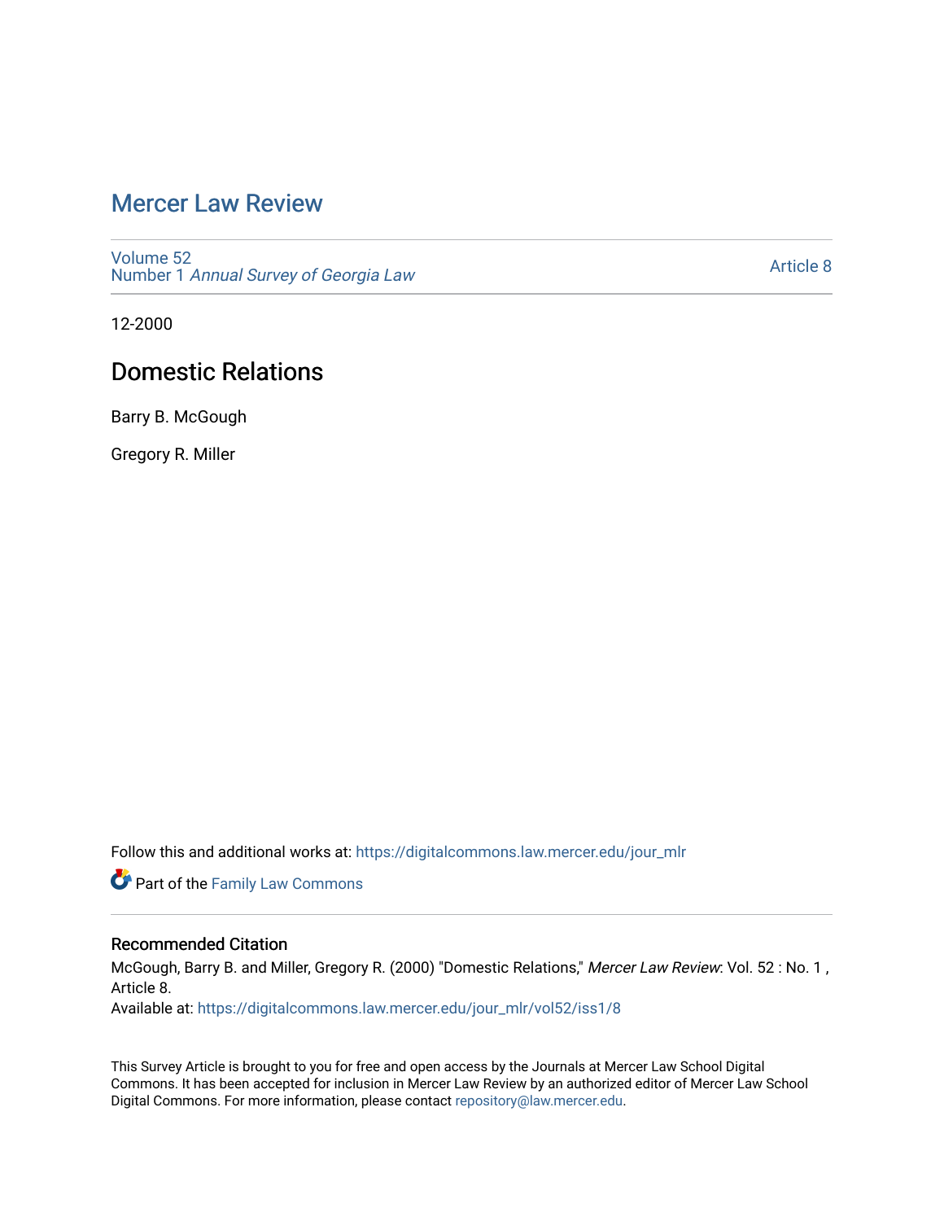# Mercer Law Review

Volume 52
Number 1 *Annual Survey of Georgia Law*

Article 8

12-2000

## Domestic Relations

Barry B. McGough

Gregory R. Miller

Follow this and additional works at: https://digitalcommons.law.mercer.edu/jour_mlr

Part of the Family Law Commons

### Recommended Citation

McGough, Barry B. and Miller, Gregory R. (2000) "Domestic Relations," *Mercer Law Review*: Vol. 52 : No. 1 , Article 8.
Available at: https://digitalcommons.law.mercer.edu/jour_mlr/vol52/iss1/8

This Survey Article is brought to you for free and open access by the Journals at Mercer Law School Digital Commons. It has been accepted for inclusion in Mercer Law Review by an authorized editor of Mercer Law School Digital Commons. For more information, please contact repository@law.mercer.edu.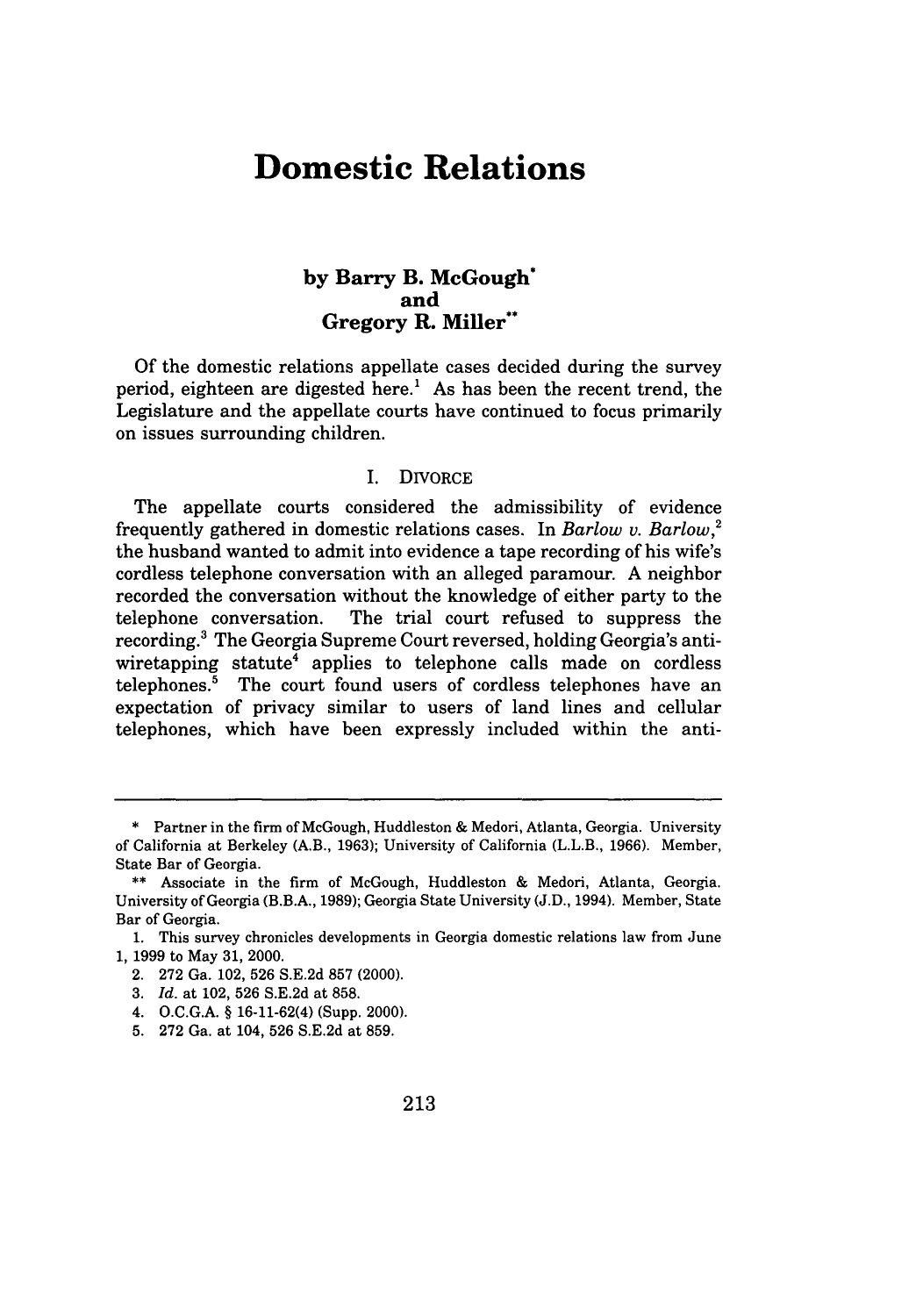// Domestic Relations

by Barry B. McGough* and Gregory R. Miller**

Of the domestic relations appellate cases decided during the survey period, eighteen are digested here.[1] As has been the recent trend, the Legislature and the appellate courts have continued to focus primarily on issues surrounding children.

## I. DIVORCE

The appellate courts considered the admissibility of evidence frequently gathered in domestic relations cases. In *Barlow v. Barlow*,[2] the husband wanted to admit into evidence a tape recording of his wife's cordless telephone conversation with an alleged paramour. A neighbor recorded the conversation without the knowledge of either party to the telephone conversation. The trial court refused to suppress the recording.[3] The Georgia Supreme Court reversed, holding Georgia's anti-wiretapping statute[4] applies to telephone calls made on cordless telephones.[5] The court found users of cordless telephones have an expectation of privacy similar to users of land lines and cellular telephones, which have been expressly included within the anti-

---

\* Partner in the firm of McGough, Huddleston & Medori, Atlanta, Georgia. University of California at Berkeley (A.B., 1963); University of California (L.L.B., 1966). Member, State Bar of Georgia.

\*\* Associate in the firm of McGough, Huddleston & Medori, Atlanta, Georgia. University of Georgia (B.B.A., 1989); Georgia State University (J.D., 1994). Member, State Bar of Georgia.

1. This survey chronicles developments in Georgia domestic relations law from June 1, 1999 to May 31, 2000.
2. 272 Ga. 102, 526 S.E.2d 857 (2000).
3. *Id.* at 102, 526 S.E.2d at 858.
4. O.C.G.A. § 16-11-62(4) (Supp. 2000).
5. 272 Ga. at 104, 526 S.E.2d at 859.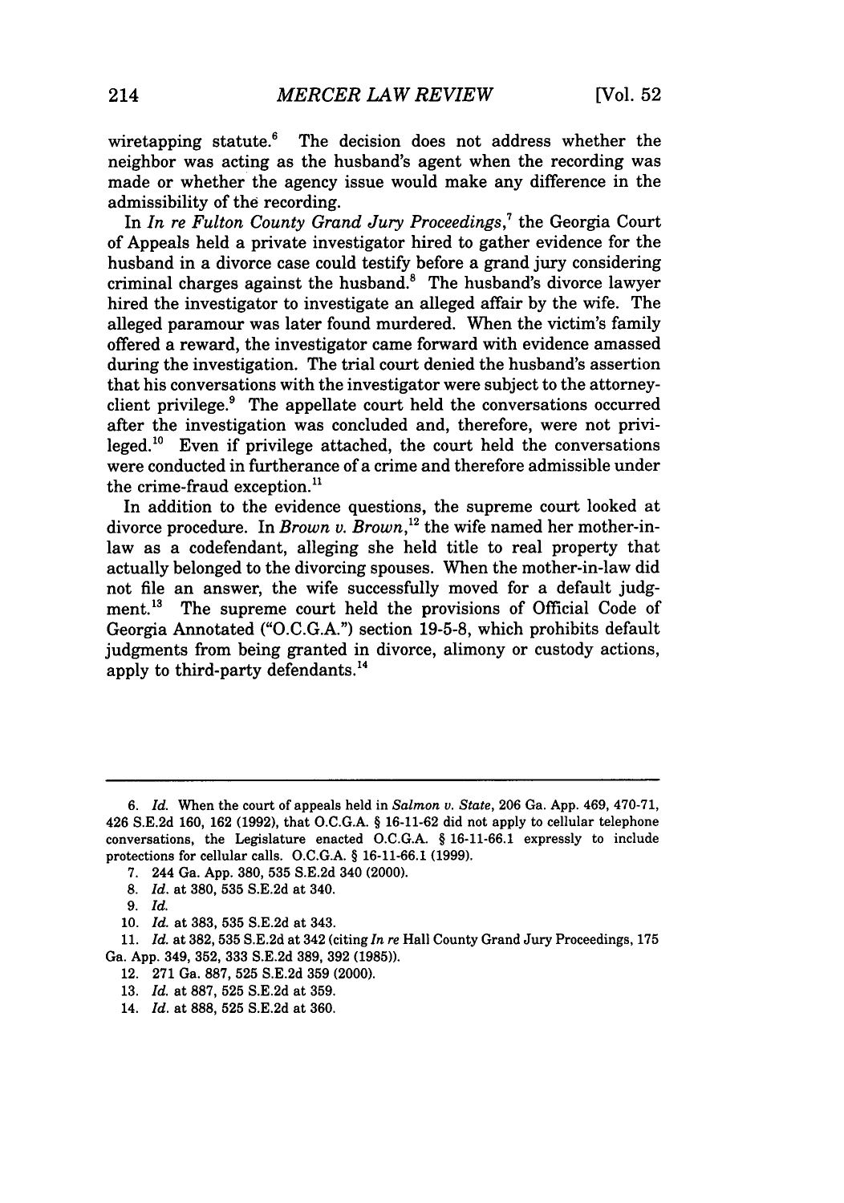wiretapping statute.[6] The decision does not address whether the neighbor was acting as the husband's agent when the recording was made or whether the agency issue would make any difference in the admissibility of the recording.

In *In re Fulton County Grand Jury Proceedings*,[7] the Georgia Court of Appeals held a private investigator hired to gather evidence for the husband in a divorce case could testify before a grand jury considering criminal charges against the husband.[8] The husband's divorce lawyer hired the investigator to investigate an alleged affair by the wife. The alleged paramour was later found murdered. When the victim's family offered a reward, the investigator came forward with evidence amassed during the investigation. The trial court denied the husband's assertion that his conversations with the investigator were subject to the attorney-client privilege.[9] The appellate court held the conversations occurred after the investigation was concluded and, therefore, were not privileged.[10] Even if privilege attached, the court held the conversations were conducted in furtherance of a crime and therefore admissible under the crime-fraud exception.[11]

In addition to the evidence questions, the supreme court looked at divorce procedure. In *Brown v. Brown*,[12] the wife named her mother-in-law as a codefendant, alleging she held title to real property that actually belonged to the divorcing spouses. When the mother-in-law did not file an answer, the wife successfully moved for a default judgment.[13] The supreme court held the provisions of Official Code of Georgia Annotated ("O.C.G.A.") section 19-5-8, which prohibits default judgments from being granted in divorce, alimony or custody actions, apply to third-party defendants.[14]

---

6. *Id.* When the court of appeals held in *Salmon v. State*, 206 Ga. App. 469, 470-71, 426 S.E.2d 160, 162 (1992), that O.C.G.A. § 16-11-62 did not apply to cellular telephone conversations, the Legislature enacted O.C.G.A. § 16-11-66.1 expressly to include protections for cellular calls. O.C.G.A. § 16-11-66.1 (1999).

7. 244 Ga. App. 380, 535 S.E.2d 340 (2000).

8. *Id.* at 380, 535 S.E.2d at 340.

9. *Id.*

10. *Id.* at 383, 535 S.E.2d at 343.

11. *Id.* at 382, 535 S.E.2d at 342 (citing *In re* Hall County Grand Jury Proceedings, 175 Ga. App. 349, 352, 333 S.E.2d 389, 392 (1985)).

12. 271 Ga. 887, 525 S.E.2d 359 (2000).

13. *Id.* at 887, 525 S.E.2d at 359.

14. *Id.* at 888, 525 S.E.2d at 360.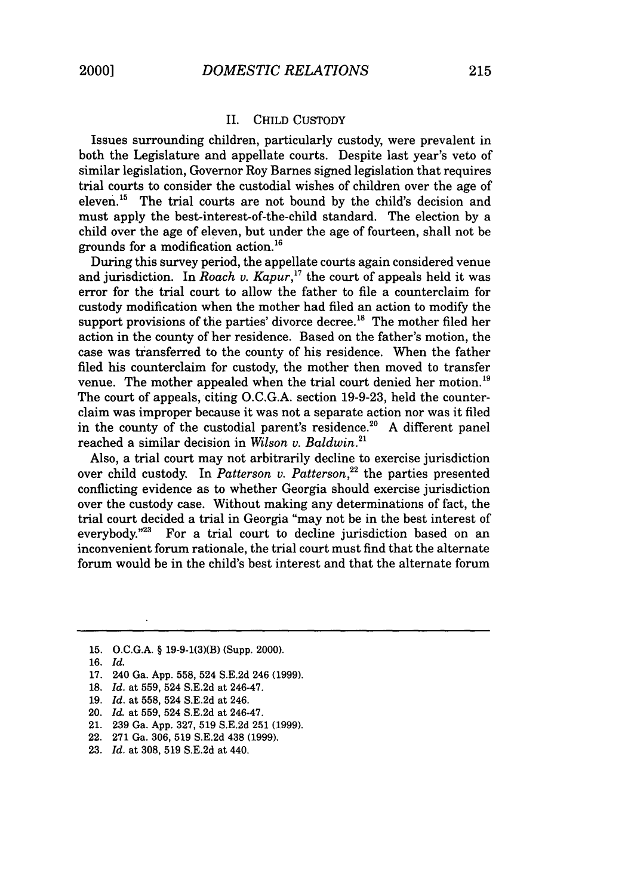## II. CHILD CUSTODY

Issues surrounding children, particularly custody, were prevalent in both the Legislature and appellate courts. Despite last year's veto of similar legislation, Governor Roy Barnes signed legislation that requires trial courts to consider the custodial wishes of children over the age of eleven.[15] The trial courts are not bound by the child's decision and must apply the best-interest-of-the-child standard. The election by a child over the age of eleven, but under the age of fourteen, shall not be grounds for a modification action.[16]

During this survey period, the appellate courts again considered venue and jurisdiction. In *Roach v. Kapur*,[17] the court of appeals held it was error for the trial court to allow the father to file a counterclaim for custody modification when the mother had filed an action to modify the support provisions of the parties' divorce decree.[18] The mother filed her action in the county of her residence. Based on the father's motion, the case was transferred to the county of his residence. When the father filed his counterclaim for custody, the mother then moved to transfer venue. The mother appealed when the trial court denied her motion.[19] The court of appeals, citing O.C.G.A. section 19-9-23, held the counterclaim was improper because it was not a separate action nor was it filed in the county of the custodial parent's residence.[20] A different panel reached a similar decision in *Wilson v. Baldwin*.[21]

Also, a trial court may not arbitrarily decline to exercise jurisdiction over child custody. In *Patterson v. Patterson*,[22] the parties presented conflicting evidence as to whether Georgia should exercise jurisdiction over the custody case. Without making any determinations of fact, the trial court decided a trial in Georgia "may not be in the best interest of everybody."[23] For a trial court to decline jurisdiction based on an inconvenient forum rationale, the trial court must find that the alternate forum would be in the child's best interest and that the alternate forum

---

15. O.C.G.A. § 19-9-1(3)(B) (Supp. 2000).
16. *Id.*
17. 240 Ga. App. 558, 524 S.E.2d 246 (1999).
18. *Id.* at 559, 524 S.E.2d at 246-47.
19. *Id.* at 558, 524 S.E.2d at 246.
20. *Id.* at 559, 524 S.E.2d at 246-47.
21. 239 Ga. App. 327, 519 S.E.2d 251 (1999).
22. 271 Ga. 306, 519 S.E.2d 438 (1999).
23. *Id.* at 308, 519 S.E.2d at 440.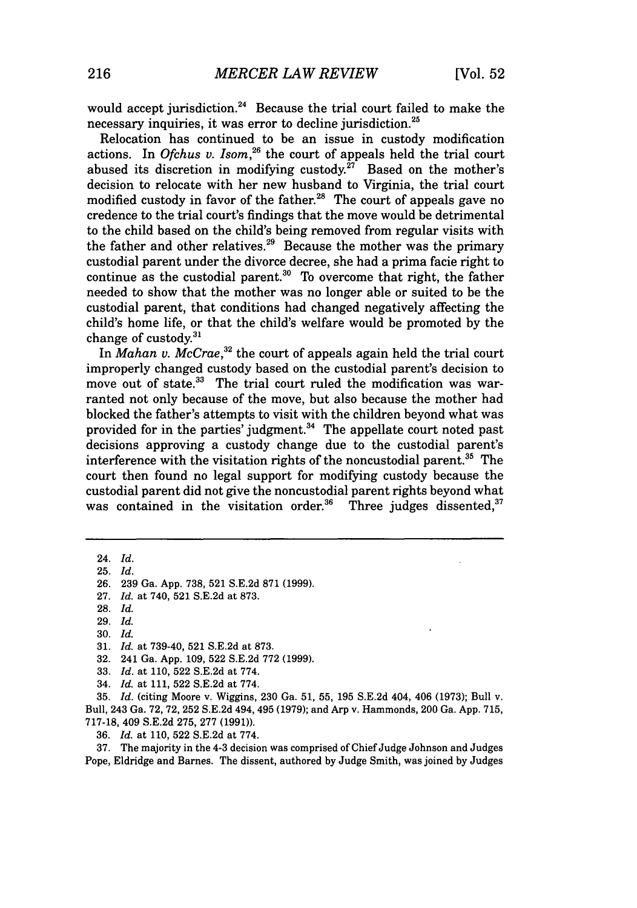would accept jurisdiction.[24] Because the trial court failed to make the necessary inquiries, it was error to decline jurisdiction.[25]

Relocation has continued to be an issue in custody modification actions. In *Ofchus v. Isom*,[26] the court of appeals held the trial court abused its discretion in modifying custody.[27] Based on the mother's decision to relocate with her new husband to Virginia, the trial court modified custody in favor of the father.[28] The court of appeals gave no credence to the trial court's findings that the move would be detrimental to the child based on the child's being removed from regular visits with the father and other relatives.[29] Because the mother was the primary custodial parent under the divorce decree, she had a prima facie right to continue as the custodial parent.[30] To overcome that right, the father needed to show that the mother was no longer able or suited to be the custodial parent, that conditions had changed negatively affecting the child's home life, or that the child's welfare would be promoted by the change of custody.[31]

In *Mahan v. McCrae*,[32] the court of appeals again held the trial court improperly changed custody based on the custodial parent's decision to move out of state.[33] The trial court ruled the modification was warranted not only because of the move, but also because the mother had blocked the father's attempts to visit with the children beyond what was provided for in the parties' judgment.[34] The appellate court noted past decisions approving a custody change due to the custodial parent's interference with the visitation rights of the noncustodial parent.[35] The court then found no legal support for modifying custody because the custodial parent did not give the noncustodial parent rights beyond what was contained in the visitation order.[36] Three judges dissented,[37]

---

24. *Id.*
25. *Id.*
26. 239 Ga. App. 738, 521 S.E.2d 871 (1999).
27. *Id.* at 740, 521 S.E.2d at 873.
28. *Id.*
29. *Id.*
30. *Id.*
31. *Id.* at 739-40, 521 S.E.2d at 873.
32. 241 Ga. App. 109, 522 S.E.2d 772 (1999).
33. *Id.* at 110, 522 S.E.2d at 774.
34. *Id.* at 111, 522 S.E.2d at 774.
35. *Id.* (citing Moore v. Wiggins, 230 Ga. 51, 55, 195 S.E.2d 404, 406 (1973); Bull v. Bull, 243 Ga. 72, 72, 252 S.E.2d 494, 495 (1979); and Arp v. Hammonds, 200 Ga. App. 715, 717-18, 409 S.E.2d 275, 277 (1991)).
36. *Id.* at 110, 522 S.E.2d at 774.
37. The majority in the 4-3 decision was comprised of Chief Judge Johnson and Judges Pope, Eldridge and Barnes. The dissent, authored by Judge Smith, was joined by Judges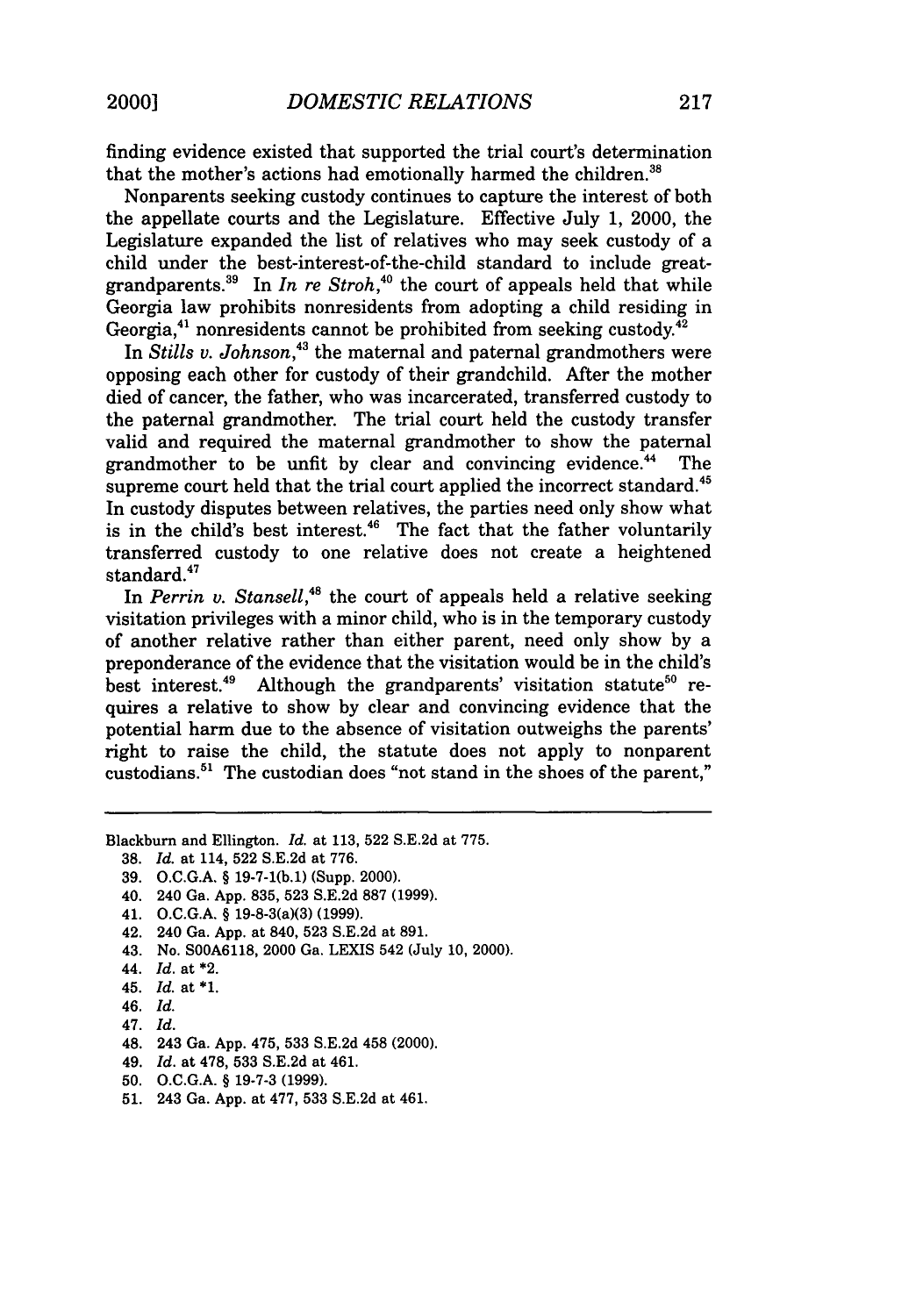finding evidence existed that supported the trial court's determination that the mother's actions had emotionally harmed the children.[38]

Nonparents seeking custody continues to capture the interest of both the appellate courts and the Legislature. Effective July 1, 2000, the Legislature expanded the list of relatives who may seek custody of a child under the best-interest-of-the-child standard to include great-grandparents.[39] In *In re Stroh*,[40] the court of appeals held that while Georgia law prohibits nonresidents from adopting a child residing in Georgia,[41] nonresidents cannot be prohibited from seeking custody.[42]

In *Stills v. Johnson*,[43] the maternal and paternal grandmothers were opposing each other for custody of their grandchild. After the mother died of cancer, the father, who was incarcerated, transferred custody to the paternal grandmother. The trial court held the custody transfer valid and required the maternal grandmother to show the paternal grandmother to be unfit by clear and convincing evidence.[44] The supreme court held that the trial court applied the incorrect standard.[45] In custody disputes between relatives, the parties need only show what is in the child's best interest.[46] The fact that the father voluntarily transferred custody to one relative does not create a heightened standard.[47]

In *Perrin v. Stansell*,[48] the court of appeals held a relative seeking visitation privileges with a minor child, who is in the temporary custody of another relative rather than either parent, need only show by a preponderance of the evidence that the visitation would be in the child's best interest.[49] Although the grandparents' visitation statute[50] requires a relative to show by clear and convincing evidence that the potential harm due to the absence of visitation outweighs the parents' right to raise the child, the statute does not apply to nonparent custodians.[51] The custodian does "not stand in the shoes of the parent,"

---

Blackburn and Ellington. *Id.* at 113, 522 S.E.2d at 775.

38. *Id.* at 114, 522 S.E.2d at 776.
39. O.C.G.A. § 19-7-1(b.1) (Supp. 2000).
40. 240 Ga. App. 835, 523 S.E.2d 887 (1999).
41. O.C.G.A. § 19-8-3(a)(3) (1999).
42. 240 Ga. App. at 840, 523 S.E.2d at 891.
43. No. S00A6118, 2000 Ga. LEXIS 542 (July 10, 2000).
44. *Id.* at *2.
45. *Id.* at *1.
46. *Id.*
47. *Id.*
48. 243 Ga. App. 475, 533 S.E.2d 458 (2000).
49. *Id.* at 478, 533 S.E.2d at 461.
50. O.C.G.A. § 19-7-3 (1999).
51. 243 Ga. App. at 477, 533 S.E.2d at 461.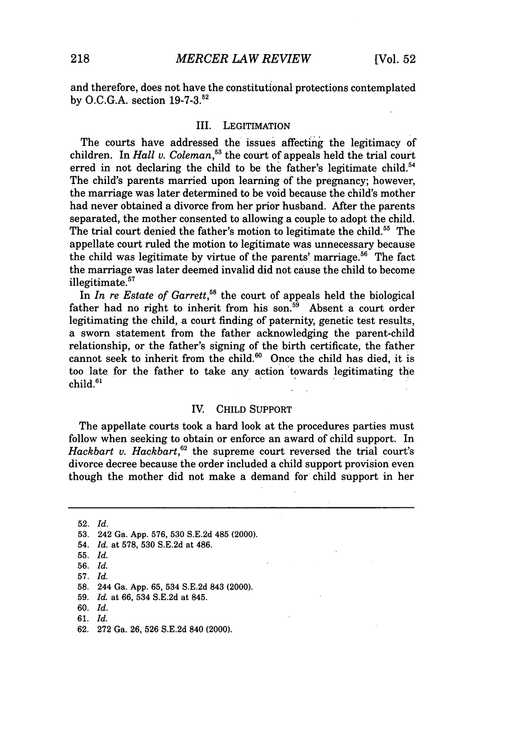and therefore, does not have the constitutional protections contemplated by O.C.G.A. section 19-7-3.[52]

## III. LEGITIMATION

The courts have addressed the issues affecting the legitimacy of children. In *Hall v. Coleman*,[53] the court of appeals held the trial court erred in not declaring the child to be the father's legitimate child.[54] The child's parents married upon learning of the pregnancy; however, the marriage was later determined to be void because the child's mother had never obtained a divorce from her prior husband. After the parents separated, the mother consented to allowing a couple to adopt the child. The trial court denied the father's motion to legitimate the child.[55] The appellate court ruled the motion to legitimate was unnecessary because the child was legitimate by virtue of the parents' marriage.[56] The fact the marriage was later deemed invalid did not cause the child to become illegitimate.[57]

In *In re Estate of Garrett*,[58] the court of appeals held the biological father had no right to inherit from his son.[59] Absent a court order legitimating the child, a court finding of paternity, genetic test results, a sworn statement from the father acknowledging the parent-child relationship, or the father's signing of the birth certificate, the father cannot seek to inherit from the child.[60] Once the child has died, it is too late for the father to take any action towards legitimating the child.[61]

## IV. CHILD SUPPORT

The appellate courts took a hard look at the procedures parties must follow when seeking to obtain or enforce an award of child support. In *Hackbart v. Hackbart*,[62] the supreme court reversed the trial court's divorce decree because the order included a child support provision even though the mother did not make a demand for child support in her

---

52. *Id.*
53. 242 Ga. App. 576, 530 S.E.2d 485 (2000).
54. *Id.* at 578, 530 S.E.2d at 486.
55. *Id.*
56. *Id.*
57. *Id.*
58. 244 Ga. App. 65, 534 S.E.2d 843 (2000).
59. *Id.* at 66, 534 S.E.2d at 845.
60. *Id.*
61. *Id.*
62. 272 Ga. 26, 526 S.E.2d 840 (2000).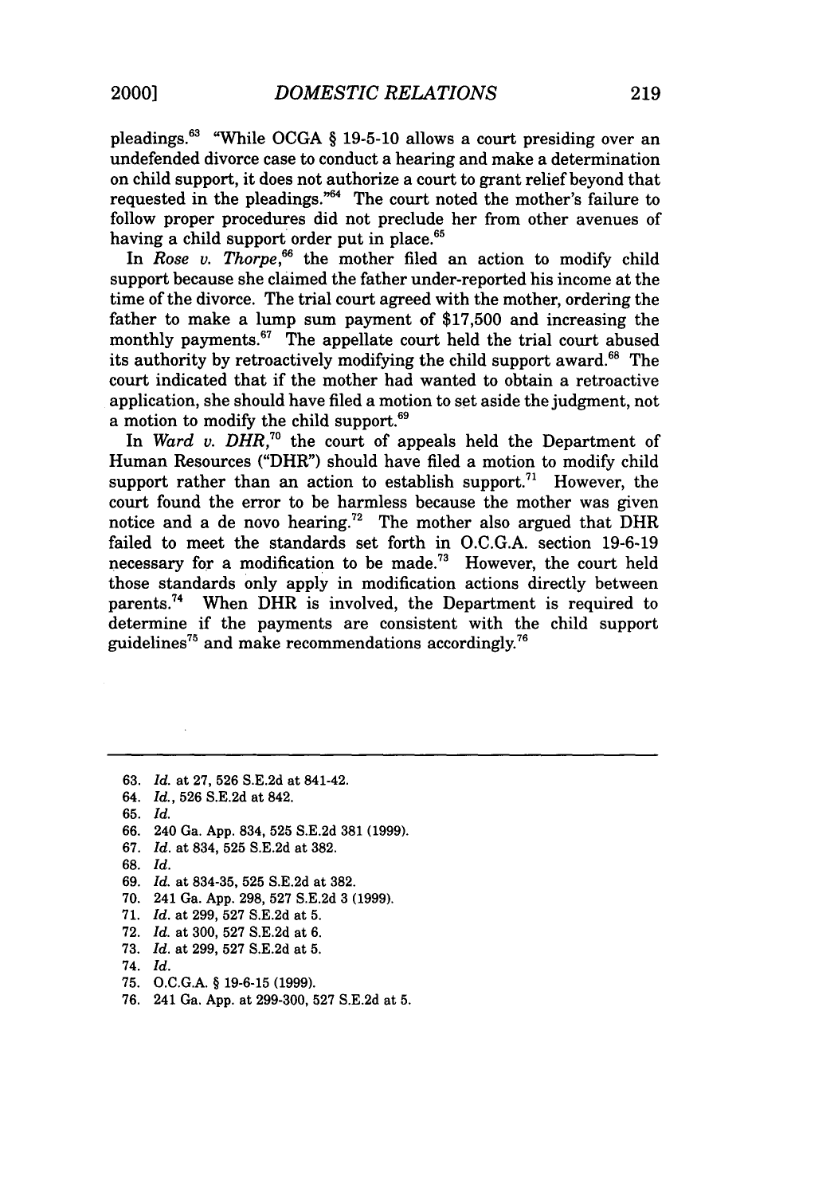pleadings.[63] "While OCGA § 19-5-10 allows a court presiding over an undefended divorce case to conduct a hearing and make a determination on child support, it does not authorize a court to grant relief beyond that requested in the pleadings."[64] The court noted the mother's failure to follow proper procedures did not preclude her from other avenues of having a child support order put in place.[65]

In *Rose v. Thorpe*,[66] the mother filed an action to modify child support because she claimed the father under-reported his income at the time of the divorce. The trial court agreed with the mother, ordering the father to make a lump sum payment of $17,500 and increasing the monthly payments.[67] The appellate court held the trial court abused its authority by retroactively modifying the child support award.[68] The court indicated that if the mother had wanted to obtain a retroactive application, she should have filed a motion to set aside the judgment, not a motion to modify the child support.[69]

In *Ward v. DHR*,[70] the court of appeals held the Department of Human Resources ("DHR") should have filed a motion to modify child support rather than an action to establish support.[71] However, the court found the error to be harmless because the mother was given notice and a de novo hearing.[72] The mother also argued that DHR failed to meet the standards set forth in O.C.G.A. section 19-6-19 necessary for a modification to be made.[73] However, the court held those standards only apply in modification actions directly between parents.[74] When DHR is involved, the Department is required to determine if the payments are consistent with the child support guidelines[75] and make recommendations accordingly.[76]

---

63. *Id.* at 27, 526 S.E.2d at 841-42.
64. *Id.*, 526 S.E.2d at 842.
65. *Id.*
66. 240 Ga. App. 834, 525 S.E.2d 381 (1999).
67. *Id.* at 834, 525 S.E.2d at 382.
68. *Id.*
69. *Id.* at 834-35, 525 S.E.2d at 382.
70. 241 Ga. App. 298, 527 S.E.2d 3 (1999).
71. *Id.* at 299, 527 S.E.2d at 5.
72. *Id.* at 300, 527 S.E.2d at 6.
73. *Id.* at 299, 527 S.E.2d at 5.
74. *Id.*
75. O.C.G.A. § 19-6-15 (1999).
76. 241 Ga. App. at 299-300, 527 S.E.2d at 5.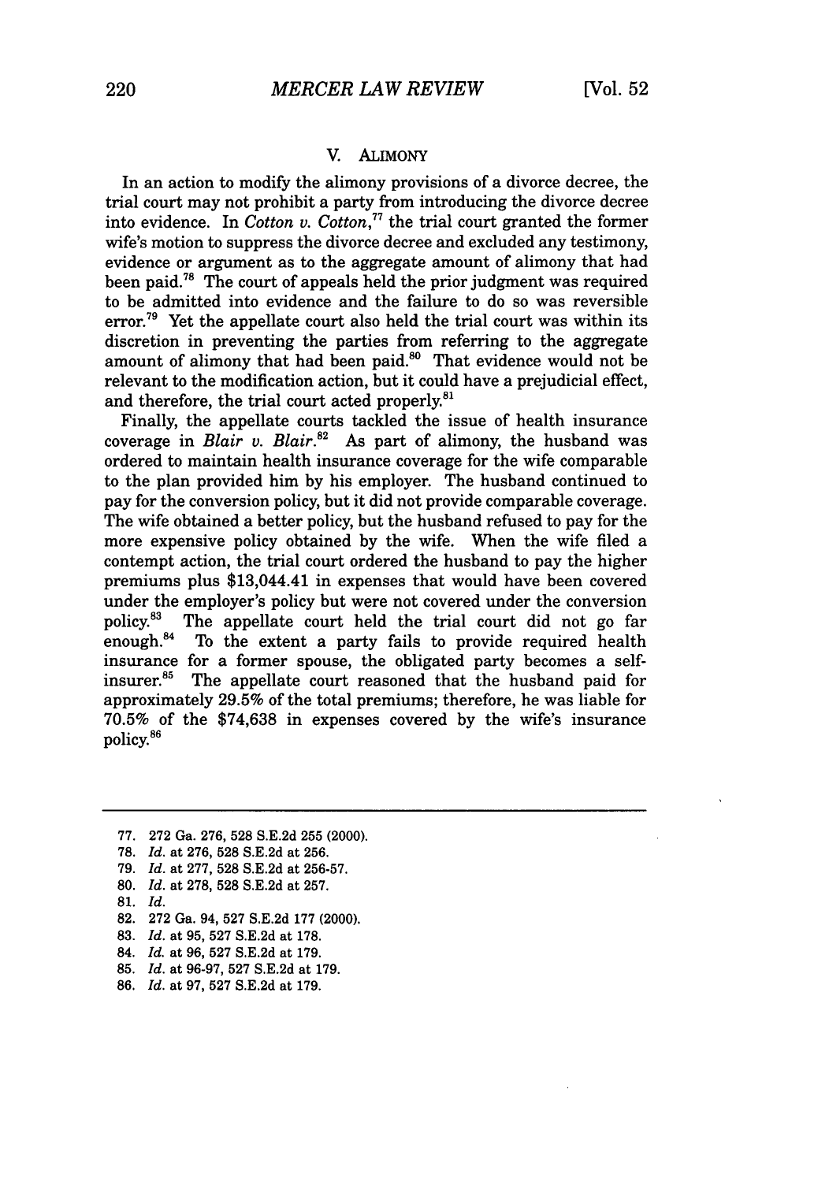## V. ALIMONY

In an action to modify the alimony provisions of a divorce decree, the trial court may not prohibit a party from introducing the divorce decree into evidence. In *Cotton v. Cotton*,[77] the trial court granted the former wife's motion to suppress the divorce decree and excluded any testimony, evidence or argument as to the aggregate amount of alimony that had been paid.[78] The court of appeals held the prior judgment was required to be admitted into evidence and the failure to do so was reversible error.[79] Yet the appellate court also held the trial court was within its discretion in preventing the parties from referring to the aggregate amount of alimony that had been paid.[80] That evidence would not be relevant to the modification action, but it could have a prejudicial effect, and therefore, the trial court acted properly.[81]

Finally, the appellate courts tackled the issue of health insurance coverage in *Blair v. Blair*.[82] As part of alimony, the husband was ordered to maintain health insurance coverage for the wife comparable to the plan provided him by his employer. The husband continued to pay for the conversion policy, but it did not provide comparable coverage. The wife obtained a better policy, but the husband refused to pay for the more expensive policy obtained by the wife. When the wife filed a contempt action, the trial court ordered the husband to pay the higher premiums plus $13,044.41 in expenses that would have been covered under the employer's policy but were not covered under the conversion policy.[83] The appellate court held the trial court did not go far enough.[84] To the extent a party fails to provide required health insurance for a former spouse, the obligated party becomes a self-insurer.[85] The appellate court reasoned that the husband paid for approximately 29.5% of the total premiums; therefore, he was liable for 70.5% of the $74,638 in expenses covered by the wife's insurance policy.[86]

---

77. 272 Ga. 276, 528 S.E.2d 255 (2000).
78. *Id.* at 276, 528 S.E.2d at 256.
79. *Id.* at 277, 528 S.E.2d at 256-57.
80. *Id.* at 278, 528 S.E.2d at 257.
81. *Id.*
82. 272 Ga. 94, 527 S.E.2d 177 (2000).
83. *Id.* at 95, 527 S.E.2d at 178.
84. *Id.* at 96, 527 S.E.2d at 179.
85. *Id.* at 96-97, 527 S.E.2d at 179.
86. *Id.* at 97, 527 S.E.2d at 179.